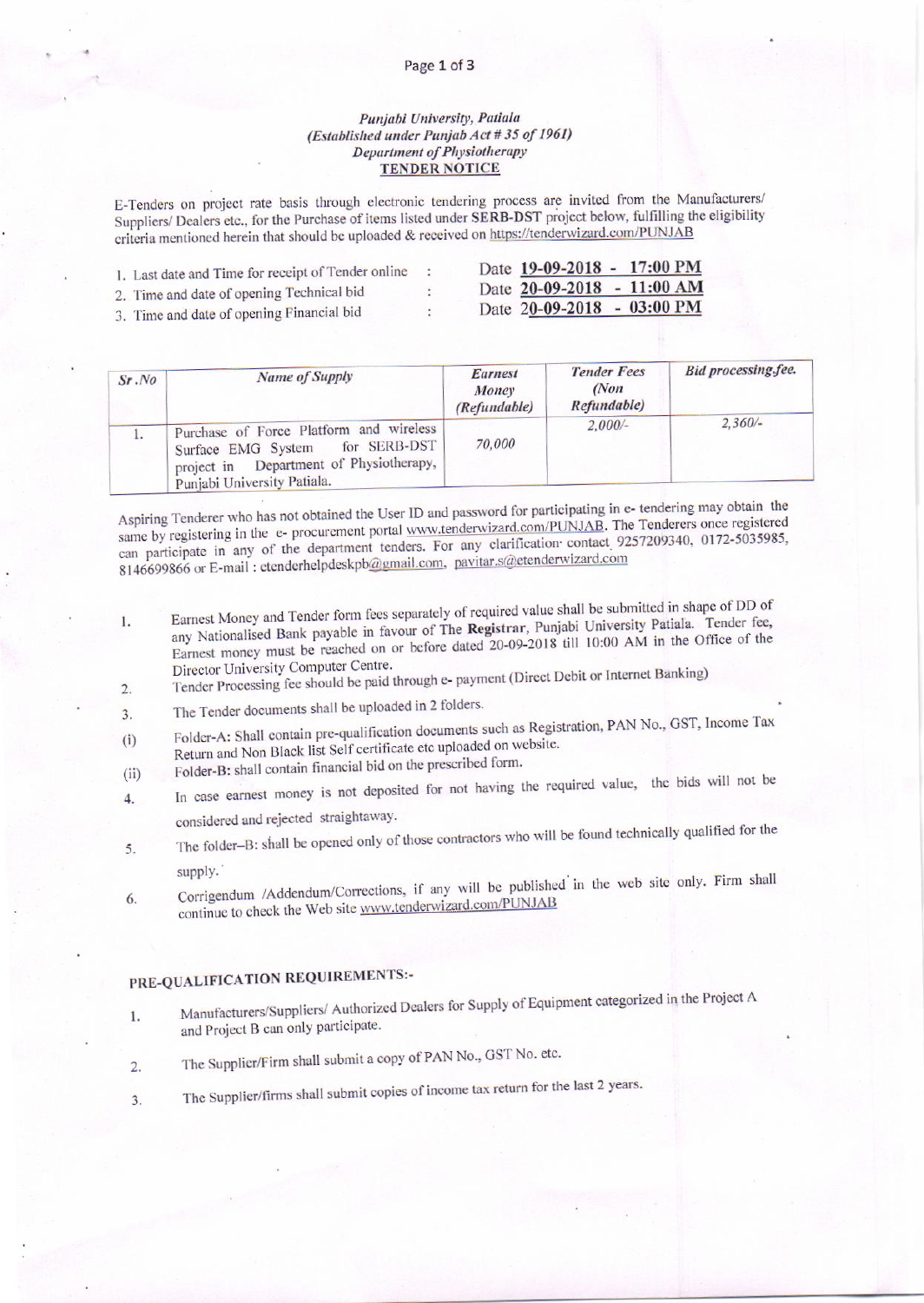*Punjabi University, Patiala*
*(Established under Punjab Act # 35 of 1961)*
*Department of Physiotherapy*

**TENDER NOTICE**

E-Tenders on project rate basis through electronic tendering process are invited from the Manufacturers/ Suppliers/ Dealers etc., for the Purchase of items listed under **SERB-DST** project below, fulfilling the eligibility criteria mentioned herein that should be uploaded & received on https://tenderwizard.com/PUNJAB

1. Last date and Time for receipt of Tender online : Date **19-09-2018 - 17:00 PM**
2. Time and date of opening Technical bid : Date **20-09-2018 - 11:00 AM**
3. Time and date of opening Financial bid : Date **20-09-2018 - 03:00 PM**

| *Sr.No* | *Name of Supply* | *Earnest Money (Refundable)* | *Tender Fees (Non Refundable)* | *Bid processing fee.* |
|---|---|---|---|---|
| 1. | Purchase of Force Platform and wireless Surface EMG System for SERB-DST project in Department of Physiotherapy, Punjabi University Patiala. | 70,000 | 2,000/- | 2,360/- |

Aspiring Tenderer who has not obtained the User ID and password for participating in e- tendering may obtain the same by registering in the e- procurement portal www.tenderwizard.com/PUNJAB. The Tenderers once registered can participate in any of the department tenders. For any clarification contact 9257209340, 0172-5035985, 8146699866 or E-mail : etenderhelpdeskpb@gmail.com, pavitar.s@etenderwizard.com

1. Earnest Money and Tender form fees separately of required value shall be submitted in shape of DD of any Nationalised Bank payable in favour of The **Registrar**, Punjabi University Patiala. Tender fee, Earnest money must be reached on or before dated 20-09-2018 till 10:00 AM in the Office of the Director University Computer Centre.
2. Tender Processing fee should be paid through e- payment (Direct Debit or Internet Banking)
3. The Tender documents shall be uploaded in 2 folders.
   - (i) Folder-A: Shall contain pre-qualification documents such as Registration, PAN No., GST, Income Tax Return and Non Black list Self certificate etc uploaded on website.
   - (ii) Folder-B: shall contain financial bid on the prescribed form.
4. In case earnest money is not deposited for not having the required value, the bids will not be considered and rejected straightaway.
5. The folder–B: shall be opened only of those contractors who will be found technically qualified for the supply.
6. Corrigendum /Addendum/Corrections, if any will be published in the web site only. Firm shall continue to check the Web site www.tenderwizard.com/PUNJAB

## PRE-QUALIFICATION REQUIREMENTS:-

1. Manufacturers/Suppliers/ Authorized Dealers for Supply of Equipment categorized in the Project A and Project B can only participate.
2. The Supplier/Firm shall submit a copy of PAN No., GST No. etc.
3. The Supplier/firms shall submit copies of income tax return for the last 2 years.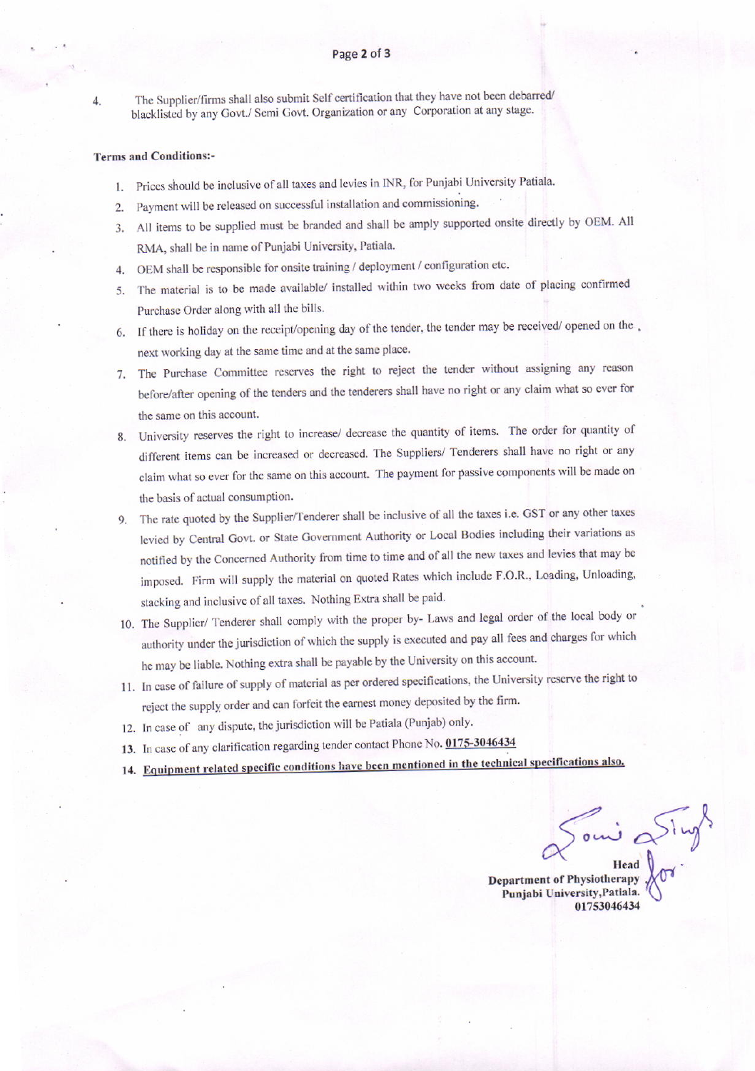4. The Supplier/firms shall also submit Self certification that they have not been debarred/ blacklisted by any Govt./ Semi Govt. Organization or any Corporation at any stage.

**Terms and Conditions:-**

1. Prices should be inclusive of all taxes and levies in INR, for Punjabi University Patiala.
2. Payment will be released on successful installation and commissioning.
3. All items to be supplied must be branded and shall be amply supported onsite directly by OEM. All RMA, shall be in name of Punjabi University, Patiala.
4. OEM shall be responsible for onsite training / deployment / configuration etc.
5. The material is to be made available/ installed within two weeks from date of placing confirmed Purchase Order along with all the bills.
6. If there is holiday on the receipt/opening day of the tender, the tender may be received/ opened on the next working day at the same time and at the same place.
7. The Purchase Committee reserves the right to reject the tender without assigning any reason before/after opening of the tenders and the tenderers shall have no right or any claim what so ever for the same on this account.
8. University reserves the right to increase/ decrease the quantity of items. The order for quantity of different items can be increased or decreased. The Suppliers/ Tenderers shall have no right or any claim what so ever for the same on this account. The payment for passive components will be made on the basis of actual consumption.
9. The rate quoted by the Supplier/Tenderer shall be inclusive of all the taxes i.e. GST or any other taxes levied by Central Govt. or State Government Authority or Local Bodies including their variations as notified by the Concerned Authority from time to time and of all the new taxes and levies that may be imposed. Firm will supply the material on quoted Rates which include F.O.R., Loading, Unloading, stacking and inclusive of all taxes. Nothing Extra shall be paid.
10. The Supplier/ Tenderer shall comply with the proper by- Laws and legal order of the local body or authority under the jurisdiction of which the supply is executed and pay all fees and charges for which he may be liable. Nothing extra shall be payable by the University on this account.
11. In case of failure of supply of material as per ordered specifications, the University reserve the right to reject the supply order and can forfeit the earnest money deposited by the firm.
12. In case of any dispute, the jurisdiction will be Patiala (Punjab) only.
13. In case of any clarification regarding tender contact Phone No. **0175-3046434**
14. **Equipment related specific conditions have been mentioned in the technical specifications also.**

**Head**
**Department of Physiotherapy**
**Punjabi University, Patiala.**
**01753046434**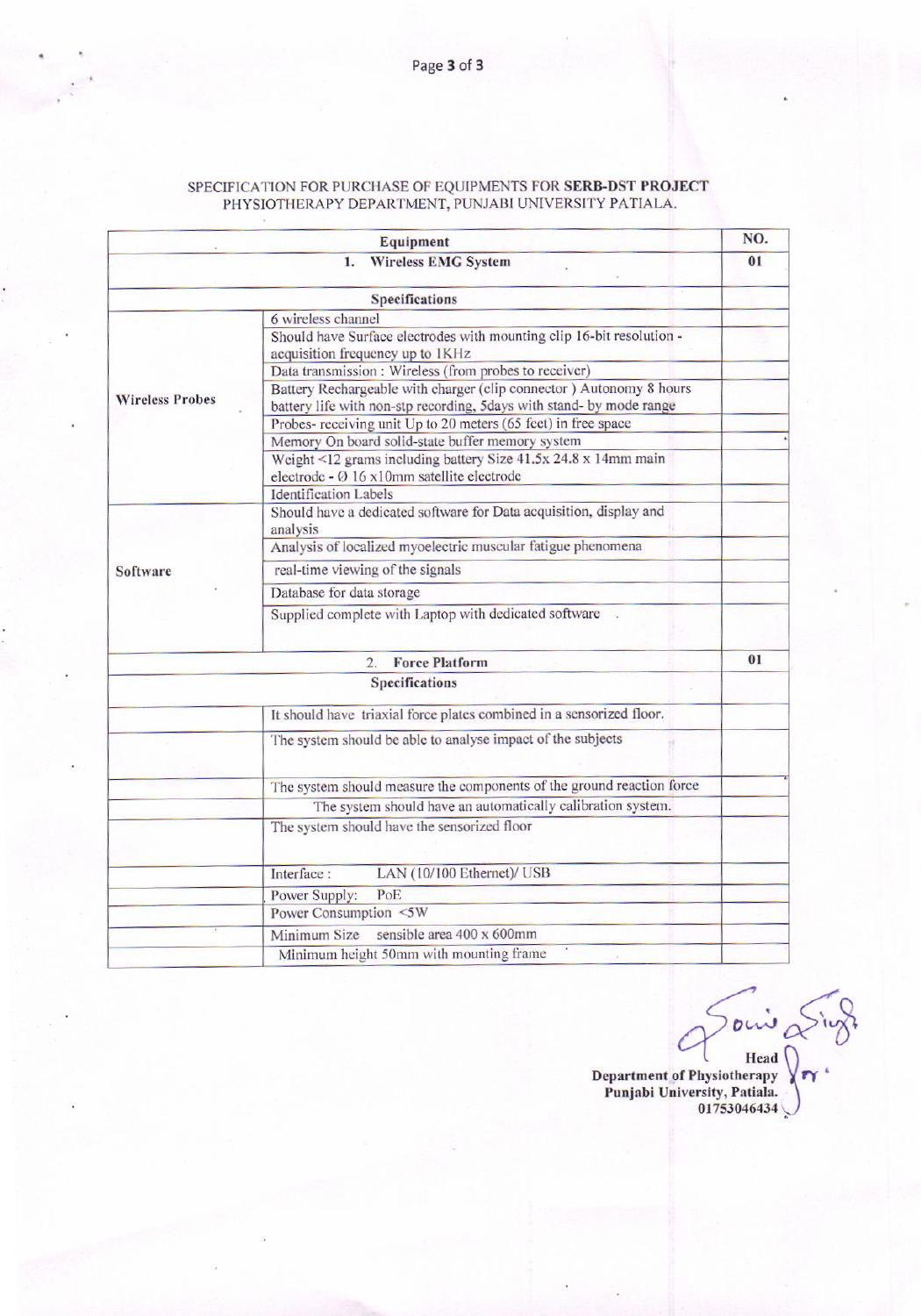SPECIFICATION FOR PURCHASE OF EQUIPMENTS FOR **SERB-DST PROJECT**
PHYSIOTHERAPY DEPARTMENT, PUNJABI UNIVERSITY PATIALA.

| Equipment | | NO. |
|---|---|---|
| **1. Wireless EMG System** | | **01** |
| **Specifications** | | |
| **Wireless Probes** | 6 wireless channel | |
| | Should have Surface electrodes with mounting clip 16-bit resolution - acquisition frequency up to 1KHz | |
| | Data transmission : Wireless (from probes to receiver) | |
| | Battery Rechargeable with charger (clip connector ) Autonomy 8 hours battery life with non-stp recording, 5days with stand- by mode range | |
| | Probes- receiving unit Up to 20 meters (65 feet) in free space | |
| | Memory On board solid-state buffer memory system | |
| | Weight <12 grams including battery Size 41.5x 24.8 x 14mm main electrode - Ø 16 x10mm satellite electrode | |
| | Identification Labels | |
| **Software** | Should have a dedicated software for Data acquisition, display and analysis | |
| | Analysis of localized myoelectric muscular fatigue phenomena | |
| | real-time viewing of the signals | |
| | Database for data storage | |
| | Supplied complete with Laptop with dedicated software | |
| 2. **Force Platform** | | **01** |
| **Specifications** | | |
| | It should have triaxial force plates combined in a sensorized floor. | |
| | The system should be able to analyse impact of the subjects | |
| | The system should measure the components of the ground reaction force | |
| | The system should have an automatically calibration system. | |
| | The system should have the sensorized floor | |
| | Interface : LAN (10/100 Ethernet)/ USB | |
| | Power Supply: PoE | |
| | Power Consumption <5W | |
| | Minimum Size sensible area 400 x 600mm | |
| | Minimum height 50mm with mounting frame | |

Head
Department of Physiotherapy
Punjabi University, Patiala.
01753046434